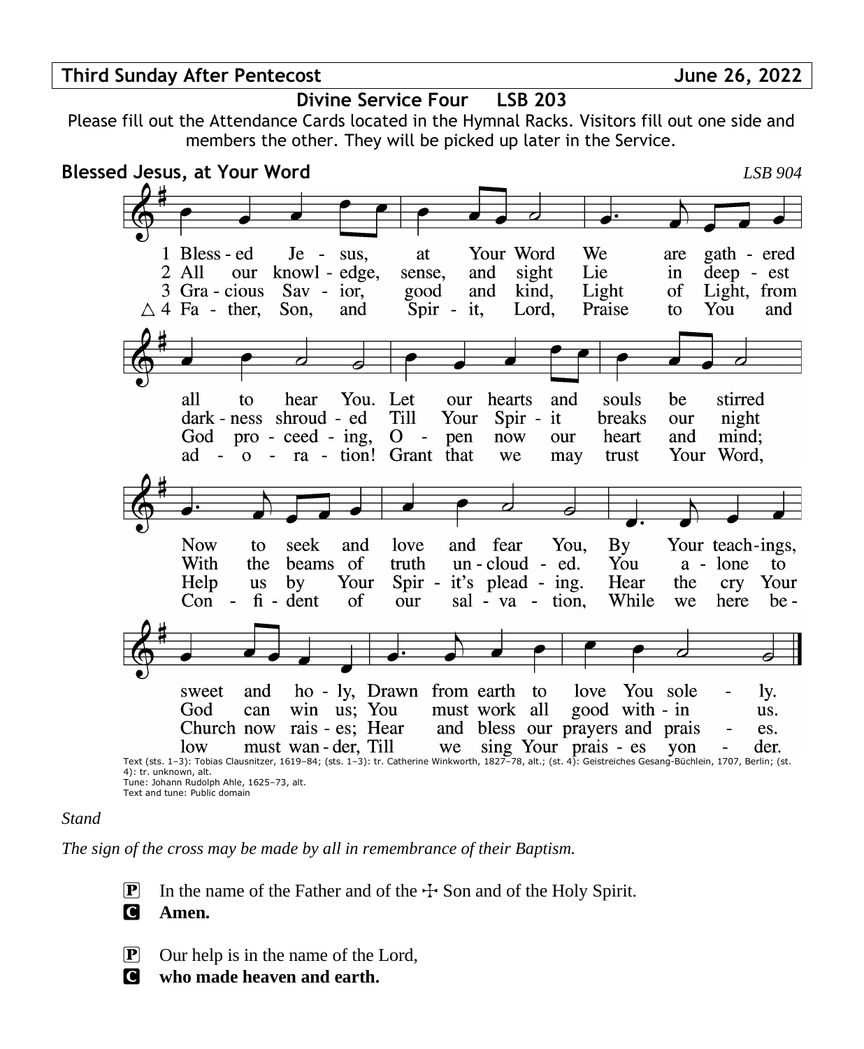**Third Sunday After Pentecost** **June 26, 2022**

## Divine Service Four LSB 203

Please fill out the Attendance Cards located in the Hymnal Racks. Visitors fill out one side and members the other. They will be picked up later in the Service.

### Blessed Jesus, at Your Word

*LSB 904*

1 Blessed Jesus, at Your Word
We are gathered all to hear You.
Let our hearts and souls be stirred
Now to seek and love and fear You,
By Your teachings, sweet and holy,
Drawn from earth to love You solely.

2 All our knowledge, sense, and sight
Lie in deepest darkness shrouded
Till Your Spirit breaks our night
With the beams of truth unclouded.
You alone to God can win us;
You must work all good within us.

3 Gracious Savior, good and kind,
Light of Light, from God proceeding,
Open now our heart and mind;
Help us by Your Spirit's pleading.
Hear the cry Your Church now raises;
Hear and bless our prayers and praises.

△ 4 Father, Son, and Spirit, Lord,
Praise to You and adoration!
Grant that we may trust Your Word,
Confident of our salvation,
While we here below must wander,
Till we sing Your praises yonder.

Text (sts. 1–3): Tobias Clausnitzer, 1619–84; (sts. 1–3): tr. Catherine Winkworth, 1827–78, alt.; (st. 4): Geistreiches Gesang-Büchlein, 1707, Berlin; (st. 4): tr. unknown, alt.
Tune: Johann Rudolph Ahle, 1625–73, alt.
Text and tune: Public domain

*Stand*

*The sign of the cross may be made by all in remembrance of their Baptism.*

P In the name of the Father and of the ☩ Son and of the Holy Spirit.
C **Amen.**

P Our help is in the name of the Lord,
C **who made heaven and earth.**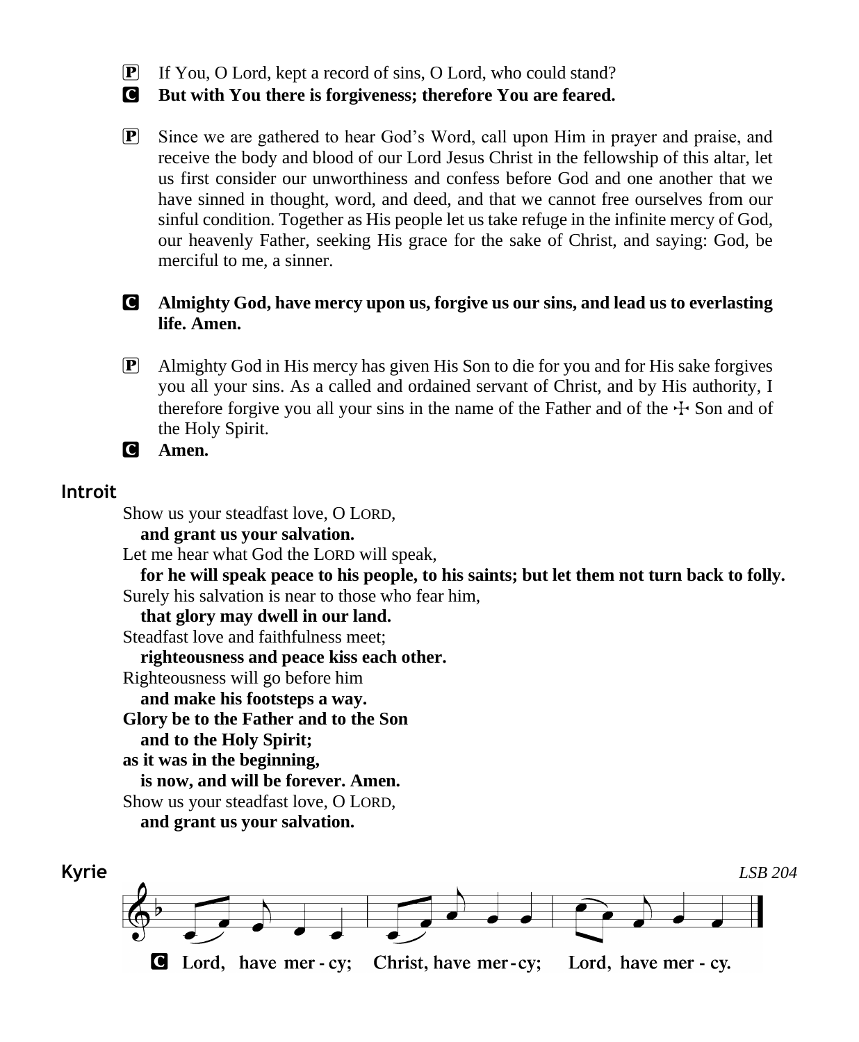P If You, O Lord, kept a record of sins, O Lord, who could stand?

C **But with You there is forgiveness; therefore You are feared.**

P Since we are gathered to hear God's Word, call upon Him in prayer and praise, and receive the body and blood of our Lord Jesus Christ in the fellowship of this altar, let us first consider our unworthiness and confess before God and one another that we have sinned in thought, word, and deed, and that we cannot free ourselves from our sinful condition. Together as His people let us take refuge in the infinite mercy of God, our heavenly Father, seeking His grace for the sake of Christ, and saying: God, be merciful to me, a sinner.

C **Almighty God, have mercy upon us, forgive us our sins, and lead us to everlasting life. Amen.**

P Almighty God in His mercy has given His Son to die for you and for His sake forgives you all your sins. As a called and ordained servant of Christ, and by His authority, I therefore forgive you all your sins in the name of the Father and of the ☩ Son and of the Holy Spirit.

C **Amen.**

## Introit

Show us your steadfast love, O LORD,
  **and grant us your salvation.**
Let me hear what God the LORD will speak,
  **for he will speak peace to his people, to his saints; but let them not turn back to folly.**
Surely his salvation is near to those who fear him,
  **that glory may dwell in our land.**
Steadfast love and faithfulness meet;
  **righteousness and peace kiss each other.**
Righteousness will go before him
  **and make his footsteps a way.**
**Glory be to the Father and to the Son**
  **and to the Holy Spirit;**
**as it was in the beginning,**
  **is now, and will be forever. Amen.**
Show us your steadfast love, O LORD,
  **and grant us your salvation.**

## Kyrie

*LSB 204*

C **Lord, have mer - cy; Christ, have mer - cy; Lord, have mer - cy.**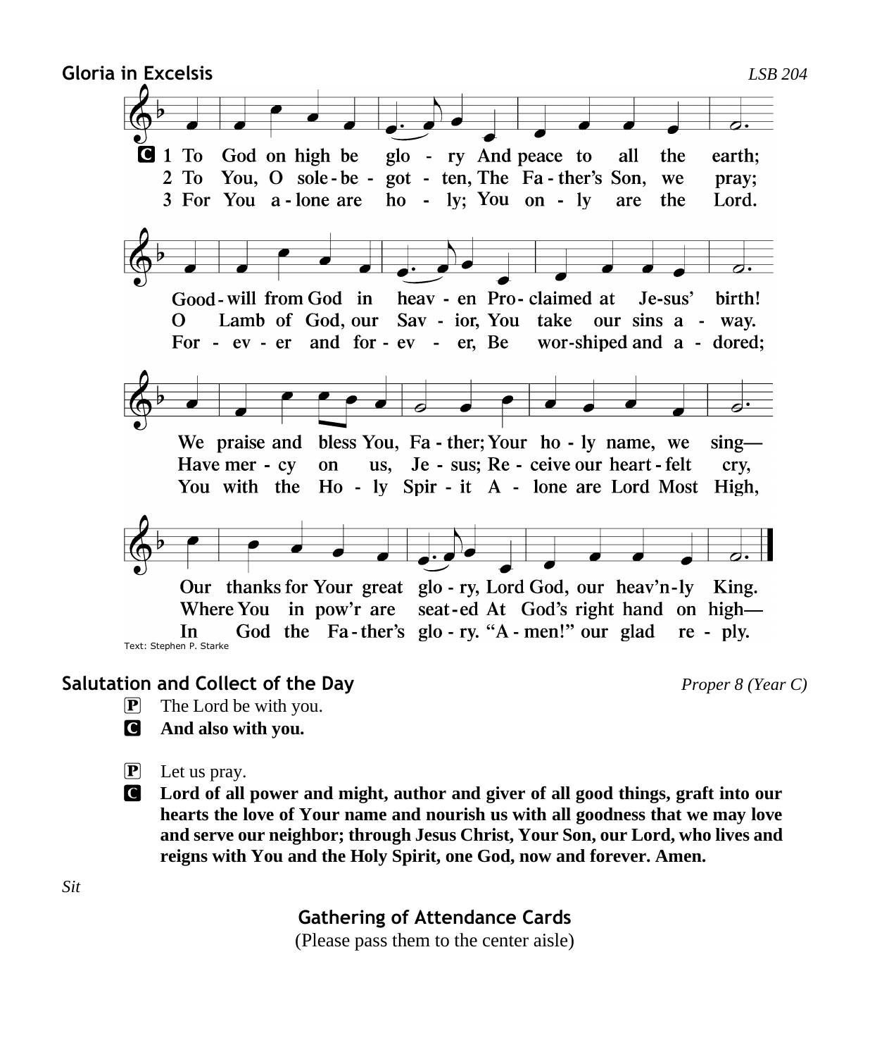## Gloria in Excelsis

*LSB 204*

**C** 1 To God on high be glo - ry And peace to all the earth;
2 To You, O sole - be - got - ten, The Fa - ther's Son, we pray;
3 For You a - lone are ho - ly; You on - ly are the Lord.

Good - will from God in heav - en Pro - claimed at Je-sus' birth!
O Lamb of God, our Sav - ior, You take our sins a - way.
For - ev - er and for - ev - er, Be wor-shiped and a - dored;

We praise and bless You, Fa - ther; Your ho - ly name, we sing—
Have mer - cy on us, Je - sus; Re - ceive our heart - felt cry,
You with the Ho - ly Spir - it A - lone are Lord Most High,

Our thanks for Your great glo - ry, Lord God, our heav'n - ly King.
Where You in pow'r are seat - ed At God's right hand on high—
In God the Fa - ther's glo - ry. "A - men!" our glad re - ply.

Text: Stephen P. Starke

## Salutation and Collect of the Day

*Proper 8 (Year C)*

**P** The Lord be with you.
**C** **And also with you.**

**P** Let us pray.
**C** **Lord of all power and might, author and giver of all good things, graft into our hearts the love of Your name and nourish us with all goodness that we may love and serve our neighbor; through Jesus Christ, Your Son, our Lord, who lives and reigns with You and the Holy Spirit, one God, now and forever. Amen.**

*Sit*

### Gathering of Attendance Cards

(Please pass them to the center aisle)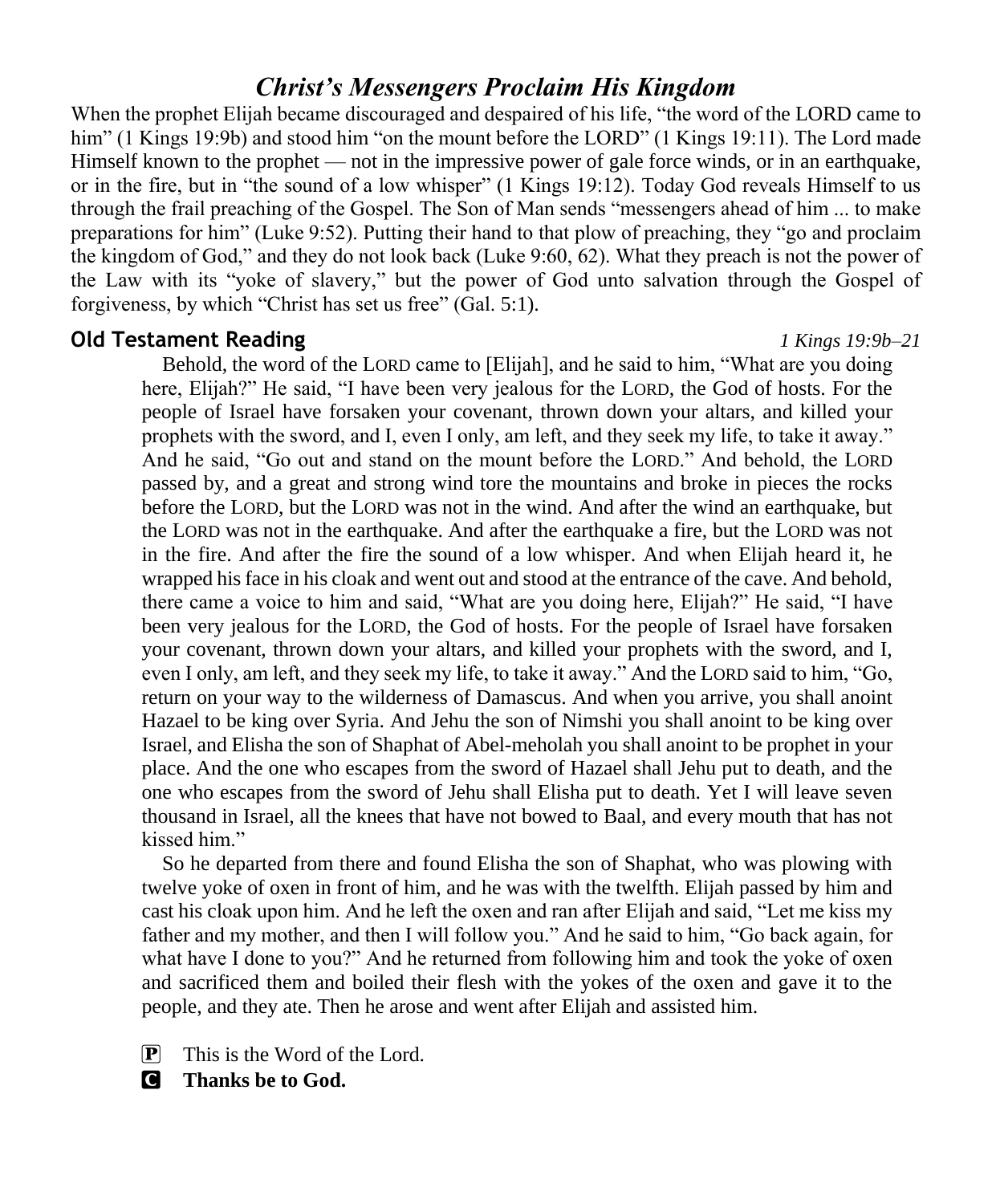# *Christ's Messengers Proclaim His Kingdom*

When the prophet Elijah became discouraged and despaired of his life, "the word of the LORD came to him" (1 Kings 19:9b) and stood him "on the mount before the LORD" (1 Kings 19:11). The Lord made Himself known to the prophet — not in the impressive power of gale force winds, or in an earthquake, or in the fire, but in "the sound of a low whisper" (1 Kings 19:12). Today God reveals Himself to us through the frail preaching of the Gospel. The Son of Man sends "messengers ahead of him ... to make preparations for him" (Luke 9:52). Putting their hand to that plow of preaching, they "go and proclaim the kingdom of God," and they do not look back (Luke 9:60, 62). What they preach is not the power of the Law with its "yoke of slavery," but the power of God unto salvation through the Gospel of forgiveness, by which "Christ has set us free" (Gal. 5:1).

## Old Testament Reading *1 Kings 19:9b–21*

Behold, the word of the LORD came to [Elijah], and he said to him, "What are you doing here, Elijah?" He said, "I have been very jealous for the LORD, the God of hosts. For the people of Israel have forsaken your covenant, thrown down your altars, and killed your prophets with the sword, and I, even I only, am left, and they seek my life, to take it away." And he said, "Go out and stand on the mount before the LORD." And behold, the LORD passed by, and a great and strong wind tore the mountains and broke in pieces the rocks before the LORD, but the LORD was not in the wind. And after the wind an earthquake, but the LORD was not in the earthquake. And after the earthquake a fire, but the LORD was not in the fire. And after the fire the sound of a low whisper. And when Elijah heard it, he wrapped his face in his cloak and went out and stood at the entrance of the cave. And behold, there came a voice to him and said, "What are you doing here, Elijah?" He said, "I have been very jealous for the LORD, the God of hosts. For the people of Israel have forsaken your covenant, thrown down your altars, and killed your prophets with the sword, and I, even I only, am left, and they seek my life, to take it away." And the LORD said to him, "Go, return on your way to the wilderness of Damascus. And when you arrive, you shall anoint Hazael to be king over Syria. And Jehu the son of Nimshi you shall anoint to be king over Israel, and Elisha the son of Shaphat of Abel-meholah you shall anoint to be prophet in your place. And the one who escapes from the sword of Hazael shall Jehu put to death, and the one who escapes from the sword of Jehu shall Elisha put to death. Yet I will leave seven thousand in Israel, all the knees that have not bowed to Baal, and every mouth that has not kissed him."

So he departed from there and found Elisha the son of Shaphat, who was plowing with twelve yoke of oxen in front of him, and he was with the twelfth. Elijah passed by him and cast his cloak upon him. And he left the oxen and ran after Elijah and said, "Let me kiss my father and my mother, and then I will follow you." And he said to him, "Go back again, for what have I done to you?" And he returned from following him and took the yoke of oxen and sacrificed them and boiled their flesh with the yokes of the oxen and gave it to the people, and they ate. Then he arose and went after Elijah and assisted him.

P This is the Word of the Lord.

C **Thanks be to God.**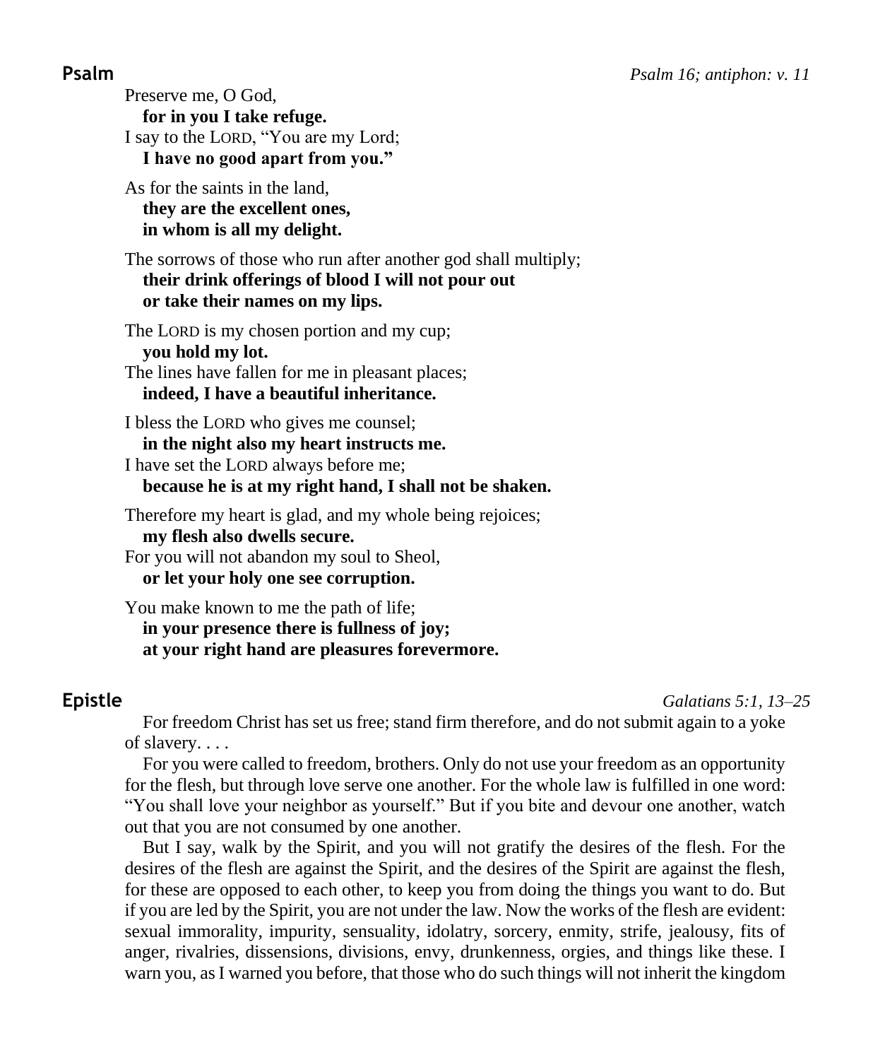## Psalm

*Psalm 16; antiphon: v. 11*

Preserve me, O God,
**for in you I take refuge.**
I say to the LORD, "You are my Lord;
**I have no good apart from you."**

As for the saints in the land,
**they are the excellent ones,**
**in whom is all my delight.**

The sorrows of those who run after another god shall multiply;
**their drink offerings of blood I will not pour out**
**or take their names on my lips.**

The LORD is my chosen portion and my cup;
**you hold my lot.**
The lines have fallen for me in pleasant places;
**indeed, I have a beautiful inheritance.**

I bless the LORD who gives me counsel;
**in the night also my heart instructs me.**
I have set the LORD always before me;
**because he is at my right hand, I shall not be shaken.**

Therefore my heart is glad, and my whole being rejoices;
**my flesh also dwells secure.**
For you will not abandon my soul to Sheol,
**or let your holy one see corruption.**

You make known to me the path of life;
**in your presence there is fullness of joy;**
**at your right hand are pleasures forevermore.**

## Epistle

*Galatians 5:1, 13–25*

For freedom Christ has set us free; stand firm therefore, and do not submit again to a yoke of slavery. . . .

For you were called to freedom, brothers. Only do not use your freedom as an opportunity for the flesh, but through love serve one another. For the whole law is fulfilled in one word: "You shall love your neighbor as yourself." But if you bite and devour one another, watch out that you are not consumed by one another.

But I say, walk by the Spirit, and you will not gratify the desires of the flesh. For the desires of the flesh are against the Spirit, and the desires of the Spirit are against the flesh, for these are opposed to each other, to keep you from doing the things you want to do. But if you are led by the Spirit, you are not under the law. Now the works of the flesh are evident: sexual immorality, impurity, sensuality, idolatry, sorcery, enmity, strife, jealousy, fits of anger, rivalries, dissensions, divisions, envy, drunkenness, orgies, and things like these. I warn you, as I warned you before, that those who do such things will not inherit the kingdom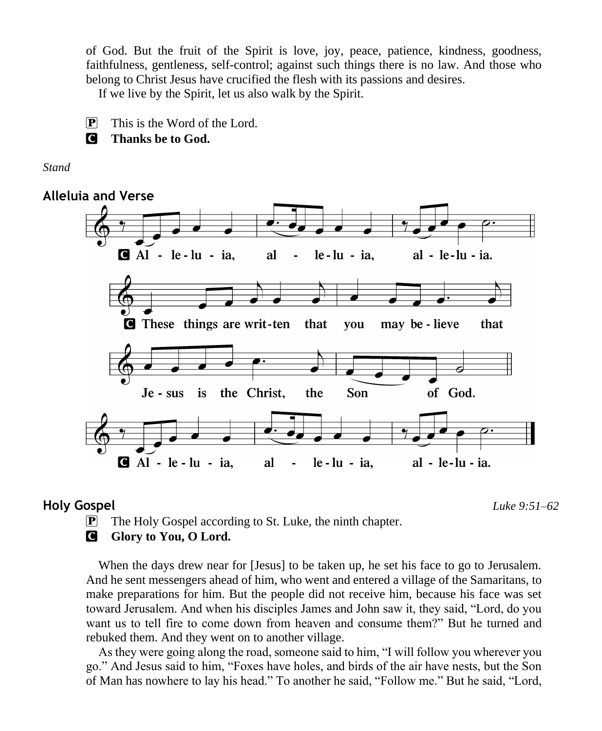of God. But the fruit of the Spirit is love, joy, peace, patience, kindness, goodness, faithfulness, gentleness, self-control; against such things there is no law. And those who belong to Christ Jesus have crucified the flesh with its passions and desires.

If we live by the Spirit, let us also walk by the Spirit.

P This is the Word of the Lord.

C **Thanks be to God.**

*Stand*

## Alleluia and Verse

C **Al - le - lu - ia, al - le - lu - ia, al - le - lu - ia.**

C **These things are writ - ten that you may be - lieve that Je - sus is the Christ, the Son of God.**

C **Al - le - lu - ia, al - le - lu - ia, al - le - lu - ia.**

## Holy Gospel

*Luke 9:51–62*

P The Holy Gospel according to St. Luke, the ninth chapter.

C **Glory to You, O Lord.**

When the days drew near for [Jesus] to be taken up, he set his face to go to Jerusalem. And he sent messengers ahead of him, who went and entered a village of the Samaritans, to make preparations for him. But the people did not receive him, because his face was set toward Jerusalem. And when his disciples James and John saw it, they said, "Lord, do you want us to tell fire to come down from heaven and consume them?" But he turned and rebuked them. And they went on to another village.

As they were going along the road, someone said to him, "I will follow you wherever you go." And Jesus said to him, "Foxes have holes, and birds of the air have nests, but the Son of Man has nowhere to lay his head." To another he said, "Follow me." But he said, "Lord,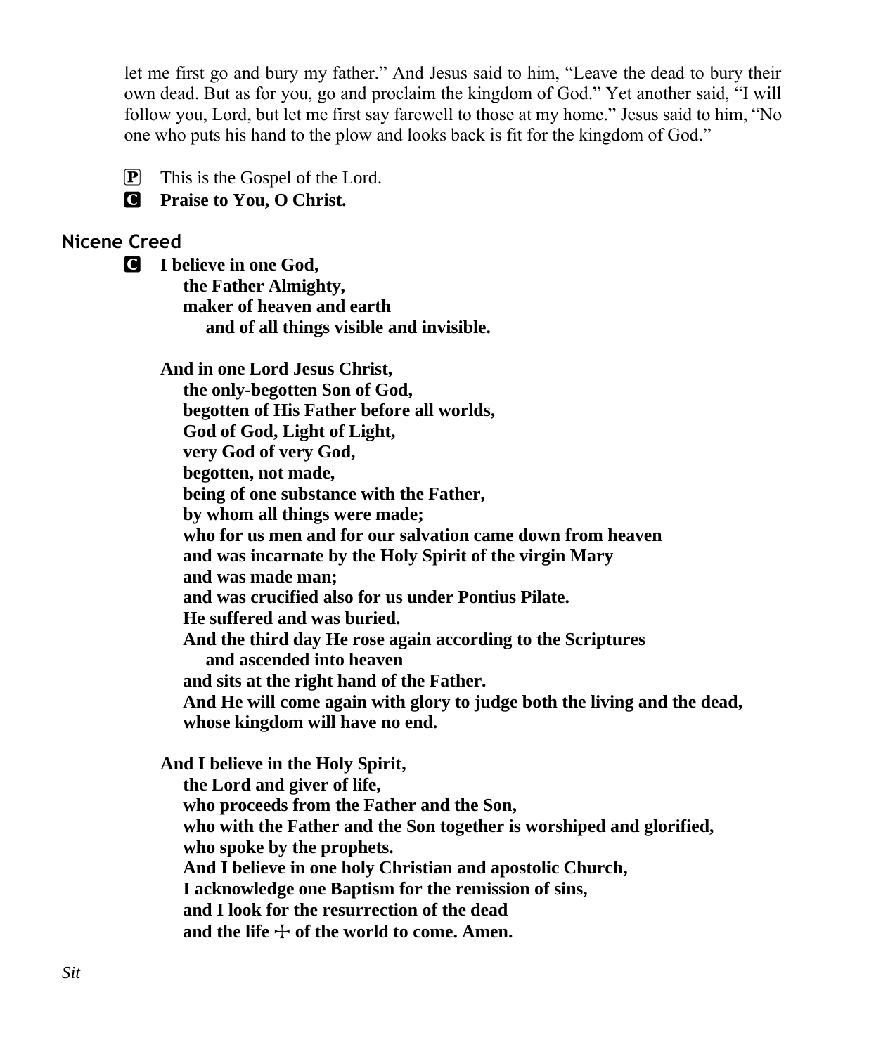let me first go and bury my father." And Jesus said to him, "Leave the dead to bury their own dead. But as for you, go and proclaim the kingdom of God." Yet another said, "I will follow you, Lord, but let me first say farewell to those at my home." Jesus said to him, "No one who puts his hand to the plow and looks back is fit for the kingdom of God."

P This is the Gospel of the Lord.

C **Praise to You, O Christ.**

## Nicene Creed

C **I believe in one God,**
**the Father Almighty,**
**maker of heaven and earth**
**and of all things visible and invisible.**

**And in one Lord Jesus Christ,**
**the only-begotten Son of God,**
**begotten of His Father before all worlds,**
**God of God, Light of Light,**
**very God of very God,**
**begotten, not made,**
**being of one substance with the Father,**
**by whom all things were made;**
**who for us men and for our salvation came down from heaven**
**and was incarnate by the Holy Spirit of the virgin Mary**
**and was made man;**
**and was crucified also for us under Pontius Pilate.**
**He suffered and was buried.**
**And the third day He rose again according to the Scriptures**
**and ascended into heaven**
**and sits at the right hand of the Father.**
**And He will come again with glory to judge both the living and the dead,**
**whose kingdom will have no end.**

**And I believe in the Holy Spirit,**
**the Lord and giver of life,**
**who proceeds from the Father and the Son,**
**who with the Father and the Son together is worshiped and glorified,**
**who spoke by the prophets.**
**And I believe in one holy Christian and apostolic Church,**
**I acknowledge one Baptism for the remission of sins,**
**and I look for the resurrection of the dead**
**and the life ☩ of the world to come. Amen.**

*Sit*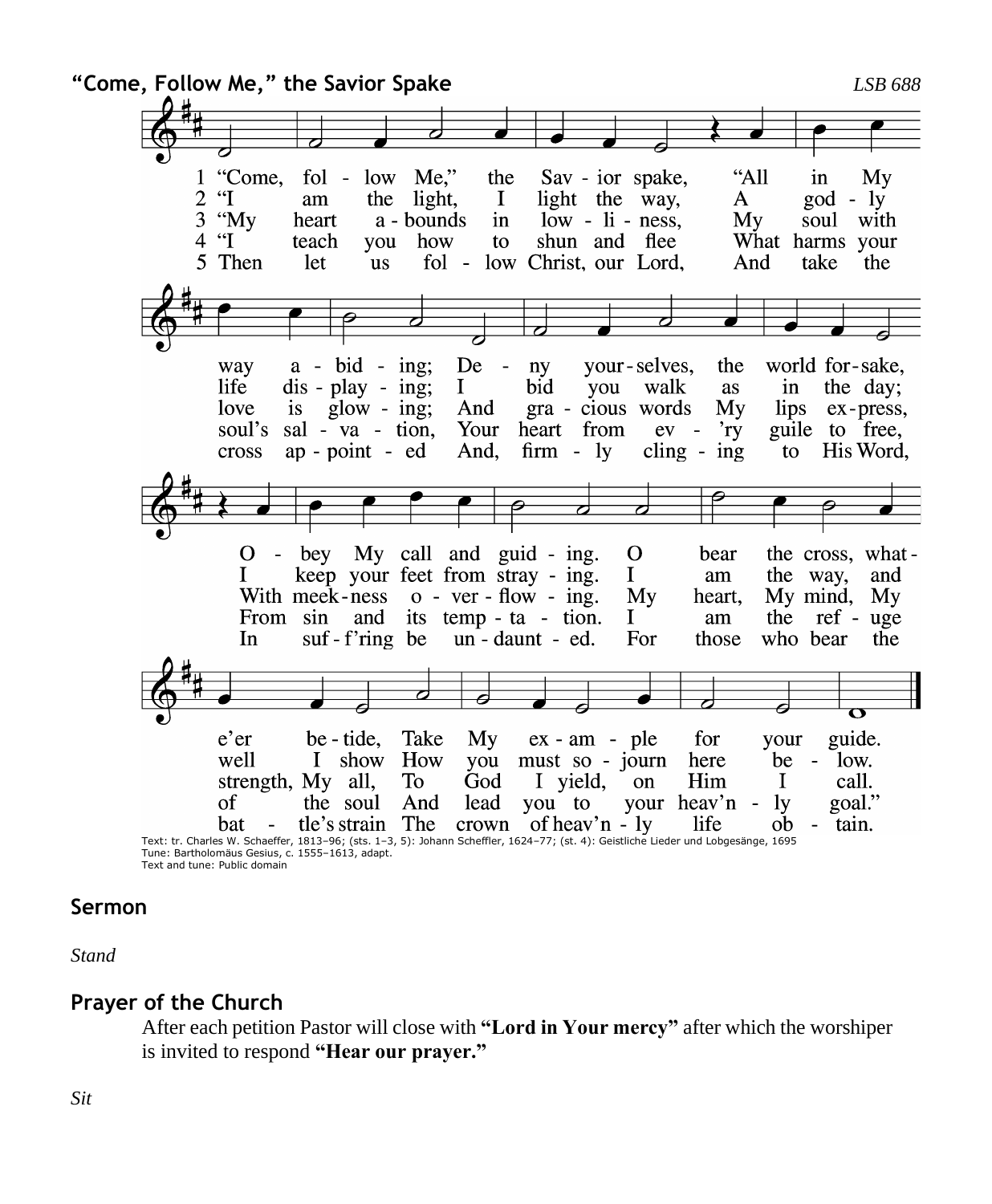## "Come, Follow Me," the Savior Spake

*LSB 688*

1 "Come, follow Me," the Savior spake, "All in My way abiding; Deny yourselves, the world forsake, Obey My call and guiding. O bear the cross, whate'er betide, Take My example for your guide.

2 "I am the light, I light the way, A godly life displaying; I bid you walk as in the day; I keep your feet from straying. I am the way, and well I show How you must sojourn here below.

3 "My heart abounds in lowliness, My soul with love is glowing; And gracious words My lips express, With meekness overflowing. My heart, My mind, My strength, My all, To God I yield, on Him I call.

4 "I teach you how to shun and flee What harms your soul's salvation, Your heart from ev'ry guile to free, From sin and its temptation. I am the refuge of the soul And lead you to your heav'nly goal."

5 Then let us follow Christ, our Lord, And take the cross appointed And, firmly clinging to His Word, In suff'ring be undaunted. For those who bear the battle's strain The crown of heav'nly life obtain.

Text: tr. Charles W. Schaeffer, 1813–96; (sts. 1–3, 5): Johann Scheffler, 1624–77; (st. 4): Geistliche Lieder und Lobgesänge, 1695
Tune: Bartholomäus Gesius, c. 1555–1613, adapt.
Text and tune: Public domain

## Sermon

*Stand*

## Prayer of the Church

After each petition Pastor will close with **"Lord in Your mercy"** after which the worshiper is invited to respond **"Hear our prayer."**

*Sit*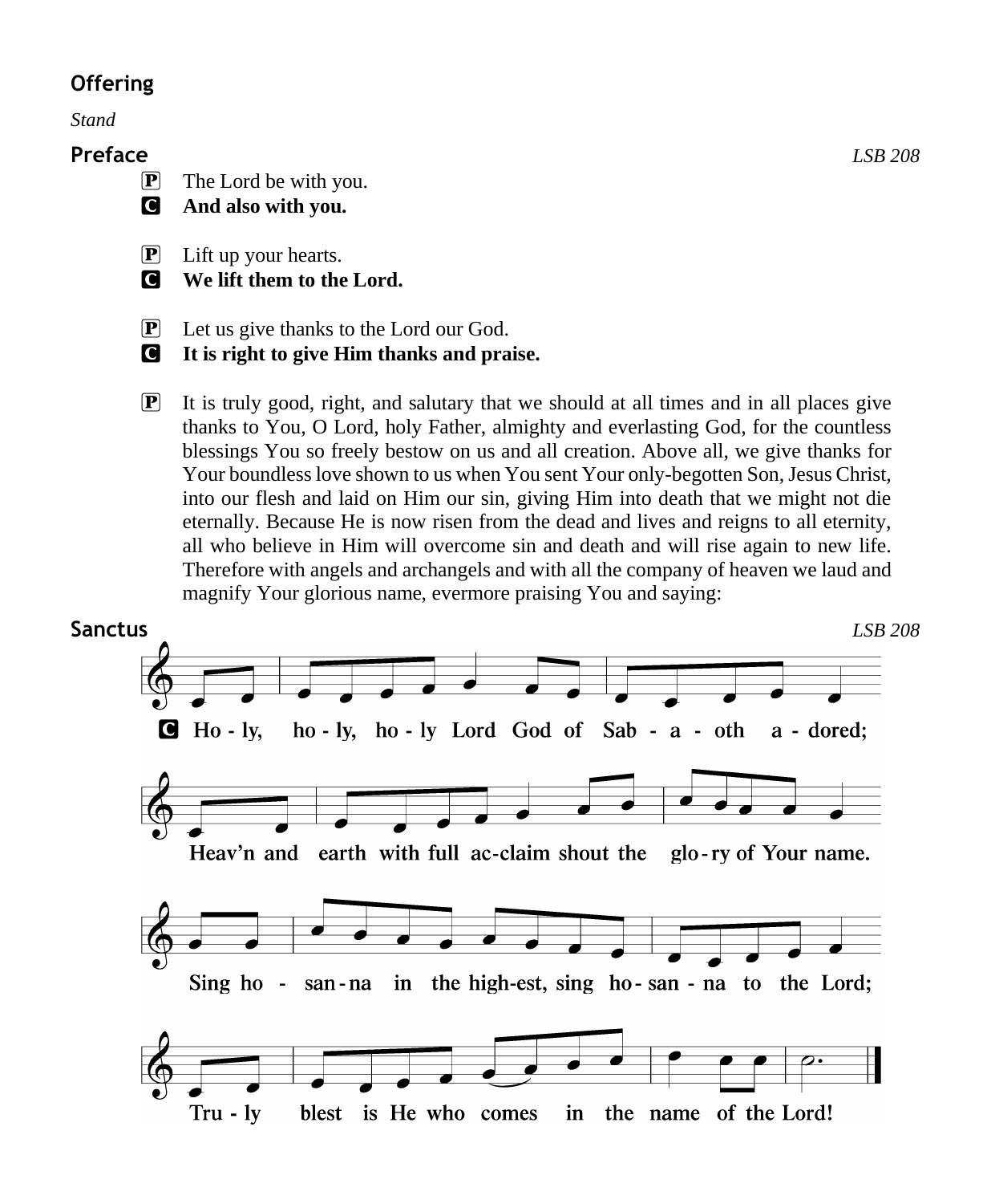## Offering

*Stand*

## Preface

*LSB 208*

P The Lord be with you.
C **And also with you.**

P Lift up your hearts.
C **We lift them to the Lord.**

P Let us give thanks to the Lord our God.
C **It is right to give Him thanks and praise.**

P It is truly good, right, and salutary that we should at all times and in all places give thanks to You, O Lord, holy Father, almighty and everlasting God, for the countless blessings You so freely bestow on us and all creation. Above all, we give thanks for Your boundless love shown to us when You sent Your only-begotten Son, Jesus Christ, into our flesh and laid on Him our sin, giving Him into death that we might not die eternally. Because He is now risen from the dead and lives and reigns to all eternity, all who believe in Him will overcome sin and death and will rise again to new life. Therefore with angels and archangels and with all the company of heaven we laud and magnify Your glorious name, evermore praising You and saying:

## Sanctus

*LSB 208*

C **Ho - ly, ho - ly, ho - ly Lord God of Sab - a - oth a - dored;**
**Heav'n and earth with full ac-claim shout the glo - ry of Your name.**
**Sing ho - san - na in the high-est, sing ho - san - na to the Lord;**
**Tru - ly blest is He who comes in the name of the Lord!**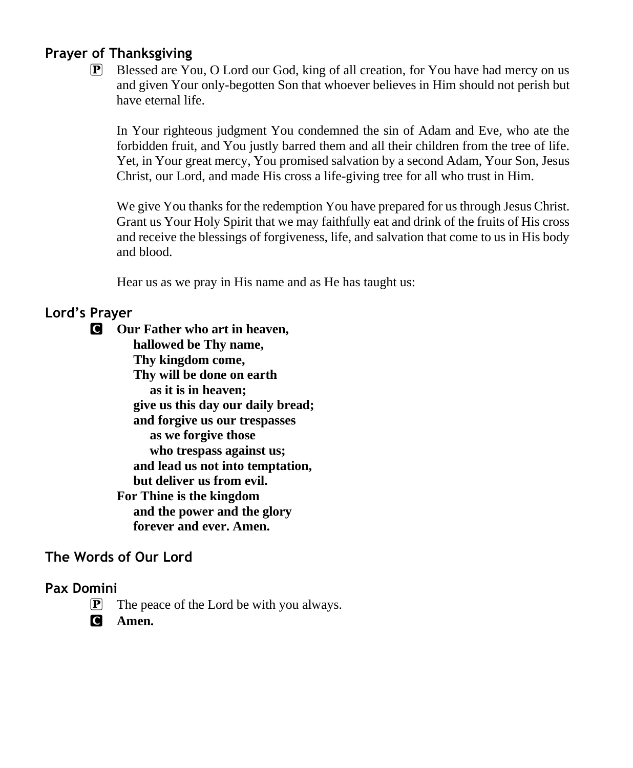## Prayer of Thanksgiving

P Blessed are You, O Lord our God, king of all creation, for You have had mercy on us and given Your only-begotten Son that whoever believes in Him should not perish but have eternal life.

In Your righteous judgment You condemned the sin of Adam and Eve, who ate the forbidden fruit, and You justly barred them and all their children from the tree of life. Yet, in Your great mercy, You promised salvation by a second Adam, Your Son, Jesus Christ, our Lord, and made His cross a life-giving tree for all who trust in Him.

We give You thanks for the redemption You have prepared for us through Jesus Christ. Grant us Your Holy Spirit that we may faithfully eat and drink of the fruits of His cross and receive the blessings of forgiveness, life, and salvation that come to us in His body and blood.

Hear us as we pray in His name and as He has taught us:

## Lord's Prayer

C **Our Father who art in heaven,**
**hallowed be Thy name,**
**Thy kingdom come,**
**Thy will be done on earth**
**as it is in heaven;**
**give us this day our daily bread;**
**and forgive us our trespasses**
**as we forgive those**
**who trespass against us;**
**and lead us not into temptation,**
**but deliver us from evil.**
**For Thine is the kingdom**
**and the power and the glory**
**forever and ever. Amen.**

## The Words of Our Lord

## Pax Domini

P The peace of the Lord be with you always.

C **Amen.**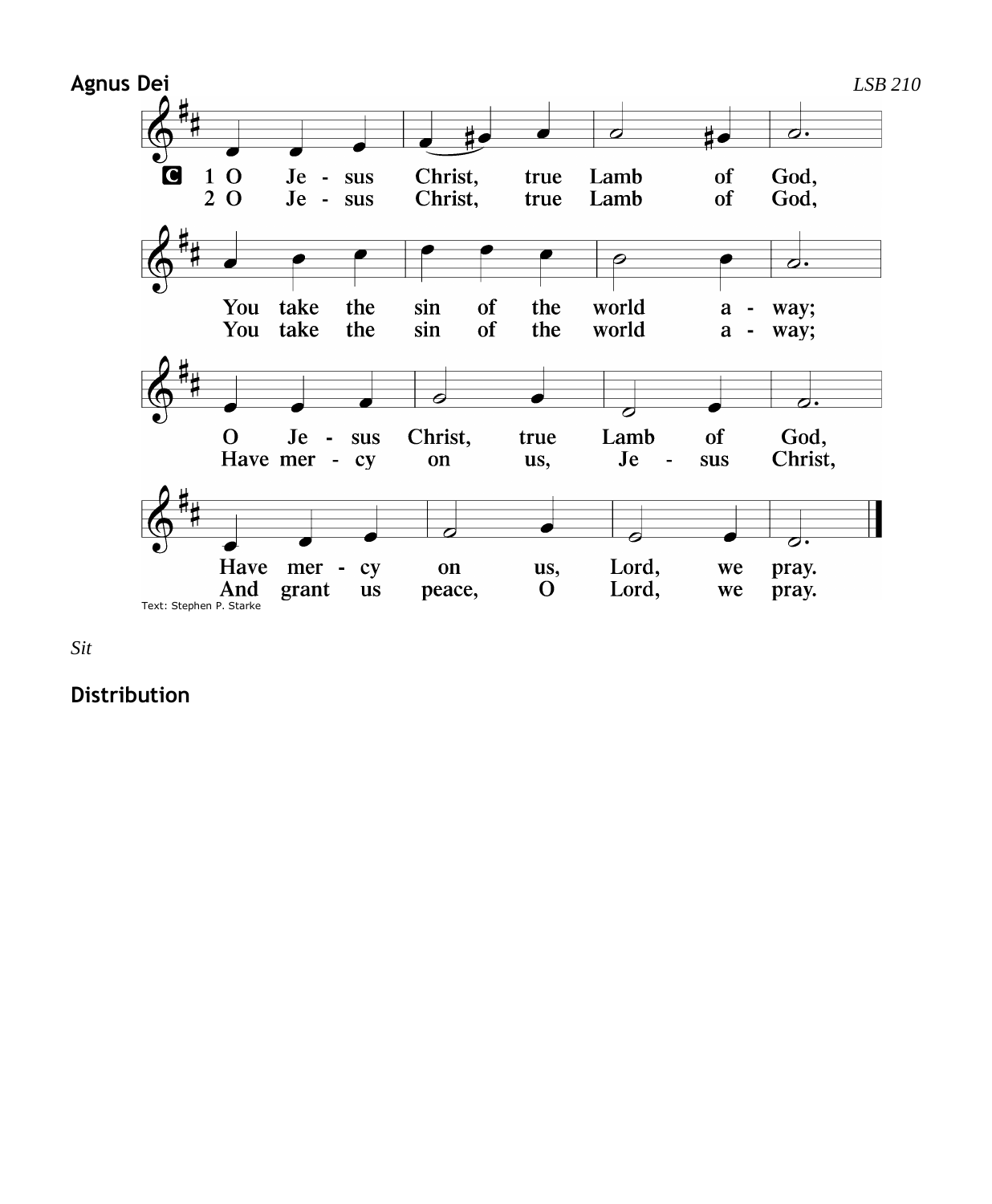**Agnus Dei** *LSB 210*

C 1 O Jesus Christ, true Lamb of God,
You take the sin of the world away;
O Jesus Christ, true Lamb of God,
Have mercy on us, Lord, we pray.

2 O Jesus Christ, true Lamb of God,
You take the sin of the world away;
Have mercy on us, Jesus Christ,
And grant us peace, O Lord, we pray.

Text: Stephen P. Starke

*Sit*

**Distribution**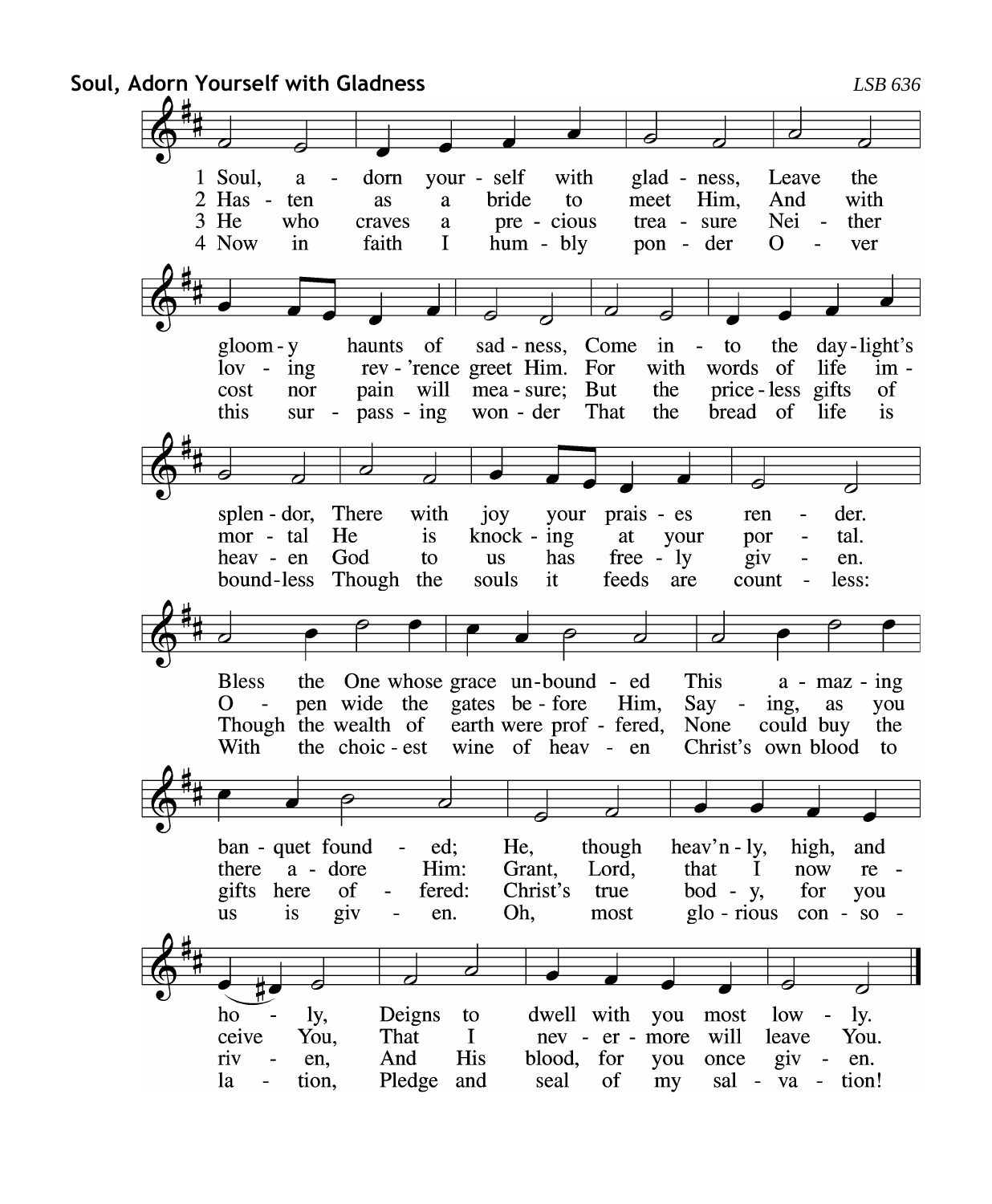## Soul, Adorn Yourself with Gladness

*LSB 636*

1 Soul, adorn yourself with gladness,
Leave the gloomy haunts of sadness,
Come into the daylight's splendor,
There with joy your praises render.
Bless the One whose grace unbounded
This amazing banquet founded;
He, though heav'nly, high, and holy,
Deigns to dwell with you most lowly.

2 Hasten as a bride to meet Him,
And with loving rev'rence greet Him.
For with words of life immortal
He is knocking at your portal.
Open wide the gates before Him,
Saying, as you there adore Him:
Grant, Lord, that I now receive You,
That I nevermore will leave You.

3 He who craves a precious treasure
Neither cost nor pain will measure;
But the priceless gifts of heaven
God to us has freely given.
Though the wealth of earth were proffered,
None could buy the gifts here offered:
Christ's true body, for you riven,
And His blood, for you once given.

4 Now in faith I humbly ponder
Over this surpassing wonder
That the bread of life is boundless
Though the souls it feeds are countless:
With the choicest wine of heaven
Christ's own blood to us is given.
Oh, most glorious consolation,
Pledge and seal of my salvation!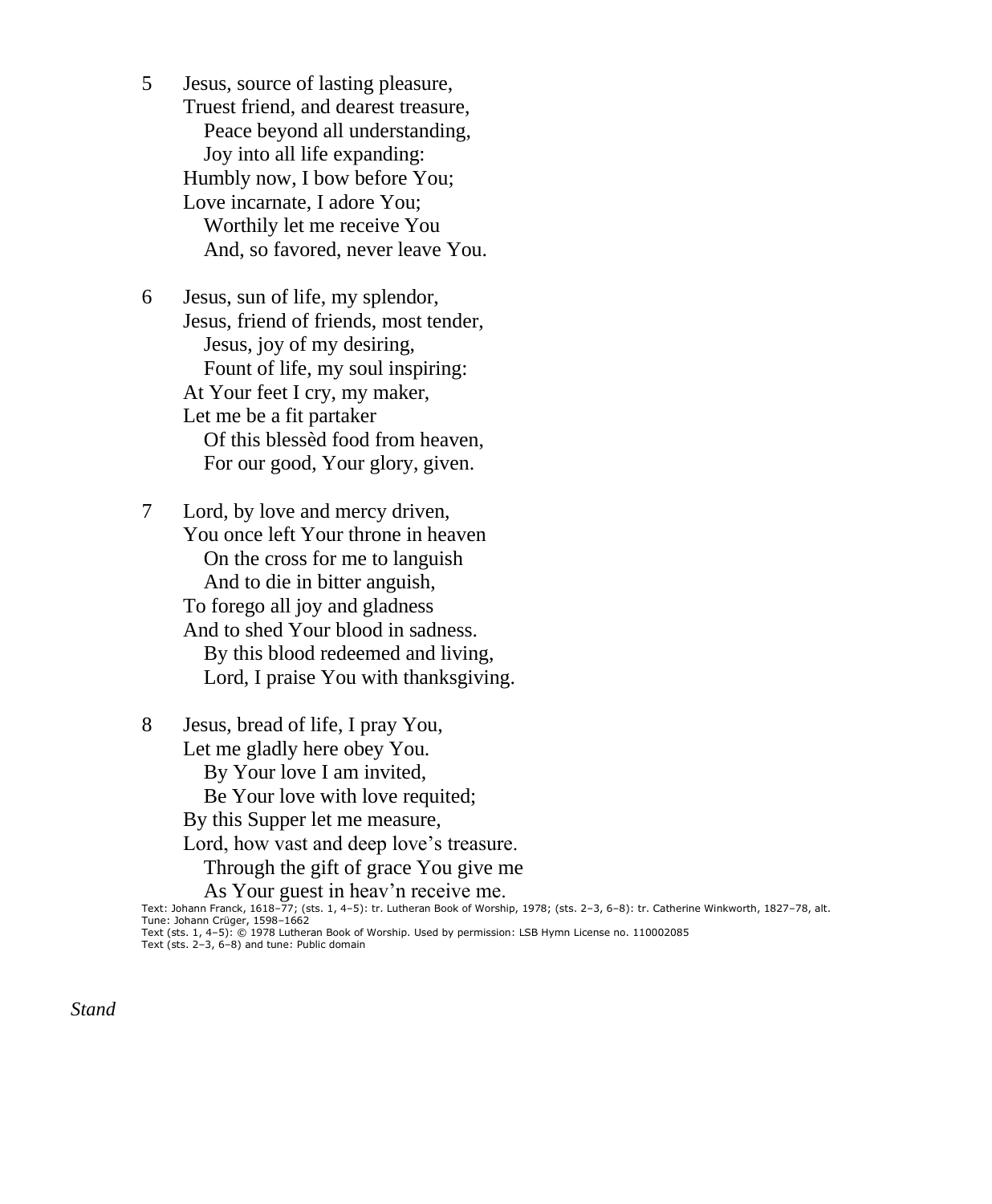5 Jesus, source of lasting pleasure,
Truest friend, and dearest treasure,
  Peace beyond all understanding,
  Joy into all life expanding:
Humbly now, I bow before You;
Love incarnate, I adore You;
  Worthily let me receive You
  And, so favored, never leave You.

6 Jesus, sun of life, my splendor,
Jesus, friend of friends, most tender,
  Jesus, joy of my desiring,
  Fount of life, my soul inspiring:
At Your feet I cry, my maker,
Let me be a fit partaker
  Of this blessèd food from heaven,
  For our good, Your glory, given.

7 Lord, by love and mercy driven,
You once left Your throne in heaven
  On the cross for me to languish
  And to die in bitter anguish,
To forego all joy and gladness
And to shed Your blood in sadness.
  By this blood redeemed and living,
  Lord, I praise You with thanksgiving.

8 Jesus, bread of life, I pray You,
Let me gladly here obey You.
  By Your love I am invited,
  Be Your love with love requited;
By this Supper let me measure,
Lord, how vast and deep love's treasure.
  Through the gift of grace You give me
  As Your guest in heav'n receive me.

Text: Johann Franck, 1618–77; (sts. 1, 4–5): tr. Lutheran Book of Worship, 1978; (sts. 2–3, 6–8): tr. Catherine Winkworth, 1827–78, alt.
Tune: Johann Crüger, 1598–1662
Text (sts. 1, 4–5): © 1978 Lutheran Book of Worship. Used by permission: LSB Hymn License no. 110002085
Text (sts. 2–3, 6–8) and tune: Public domain

*Stand*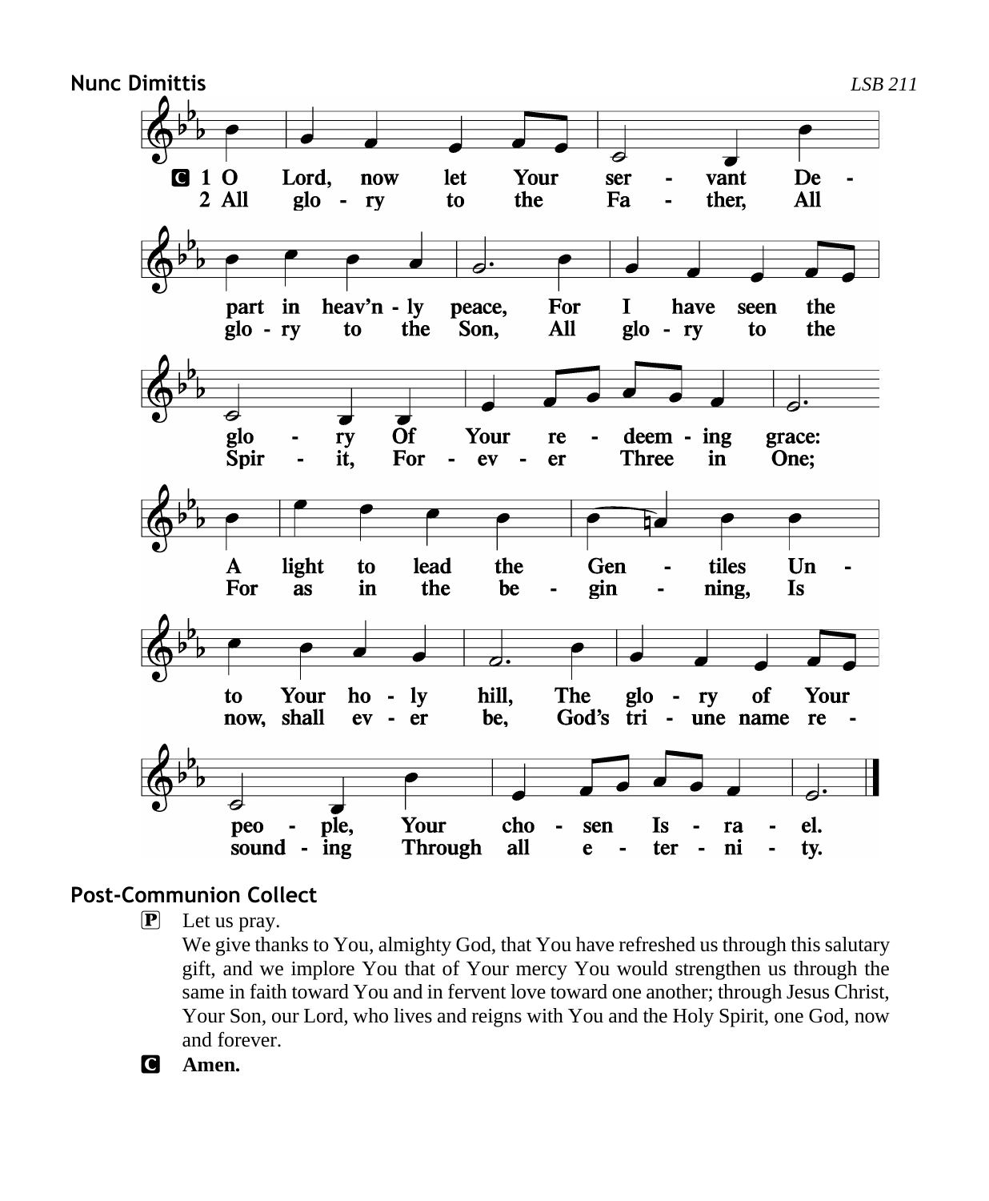## Nunc Dimittis

*LSB 211*

C 1 O Lord, now let Your servant Depart in heav'nly peace, For I have seen the glory Of Your redeeming grace: A light to lead the Gentiles Unto Your holy hill, The glory of Your people, Your chosen Israel.

2 All glory to the Father, All glory to the Son, All glory to the Spirit, Forever Three in One; For as in the beginning, Is now, shall ever be, God's triune name resounding Through all eternity.

## Post-Communion Collect

P Let us pray.
We give thanks to You, almighty God, that You have refreshed us through this salutary gift, and we implore You that of Your mercy You would strengthen us through the same in faith toward You and in fervent love toward one another; through Jesus Christ, Your Son, our Lord, who lives and reigns with You and the Holy Spirit, one God, now and forever.

C **Amen.**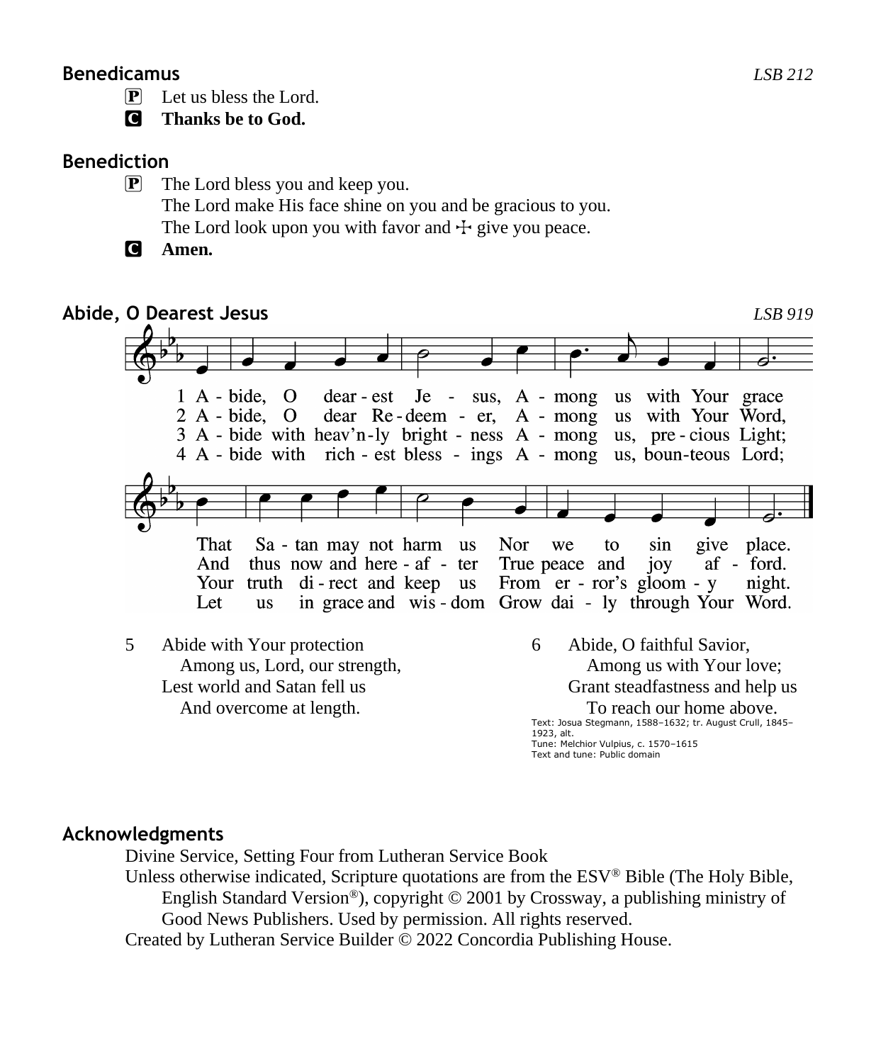## Benedicamus

*LSB 212*

P Let us bless the Lord.

C **Thanks be to God.**

## Benediction

P The Lord bless you and keep you.
The Lord make His face shine on you and be gracious to you.
The Lord look upon you with favor and ☩ give you peace.

C **Amen.**

## Abide, O Dearest Jesus

*LSB 919*

1 A - bide, O dear - est Je - sus, A - mong us with Your grace
That Sa - tan may not harm us Nor we to sin give place.

2 A - bide, O dear Re - deem - er, A - mong us with Your Word,
And thus now and here - af - ter True peace and joy af - ford.

3 A - bide with heav'n - ly bright - ness A - mong us, pre - cious Light;
Your truth di - rect and keep us From er - ror's gloom - y night.

4 A - bide with rich - est bless - ings A - mong us, boun - teous Lord;
Let us in grace and wis - dom Grow dai - ly through Your Word.

5 Abide with Your protection
Among us, Lord, our strength,
Lest world and Satan fell us
And overcome at length.

6 Abide, O faithful Savior,
Among us with Your love;
Grant steadfastness and help us
To reach our home above.

Text: Josua Stegmann, 1588–1632; tr. August Crull, 1845–1923, alt.
Tune: Melchior Vulpius, c. 1570–1615
Text and tune: Public domain

## Acknowledgments

Divine Service, Setting Four from Lutheran Service Book
Unless otherwise indicated, Scripture quotations are from the ESV® Bible (The Holy Bible, English Standard Version®), copyright © 2001 by Crossway, a publishing ministry of Good News Publishers. Used by permission. All rights reserved.
Created by Lutheran Service Builder © 2022 Concordia Publishing House.